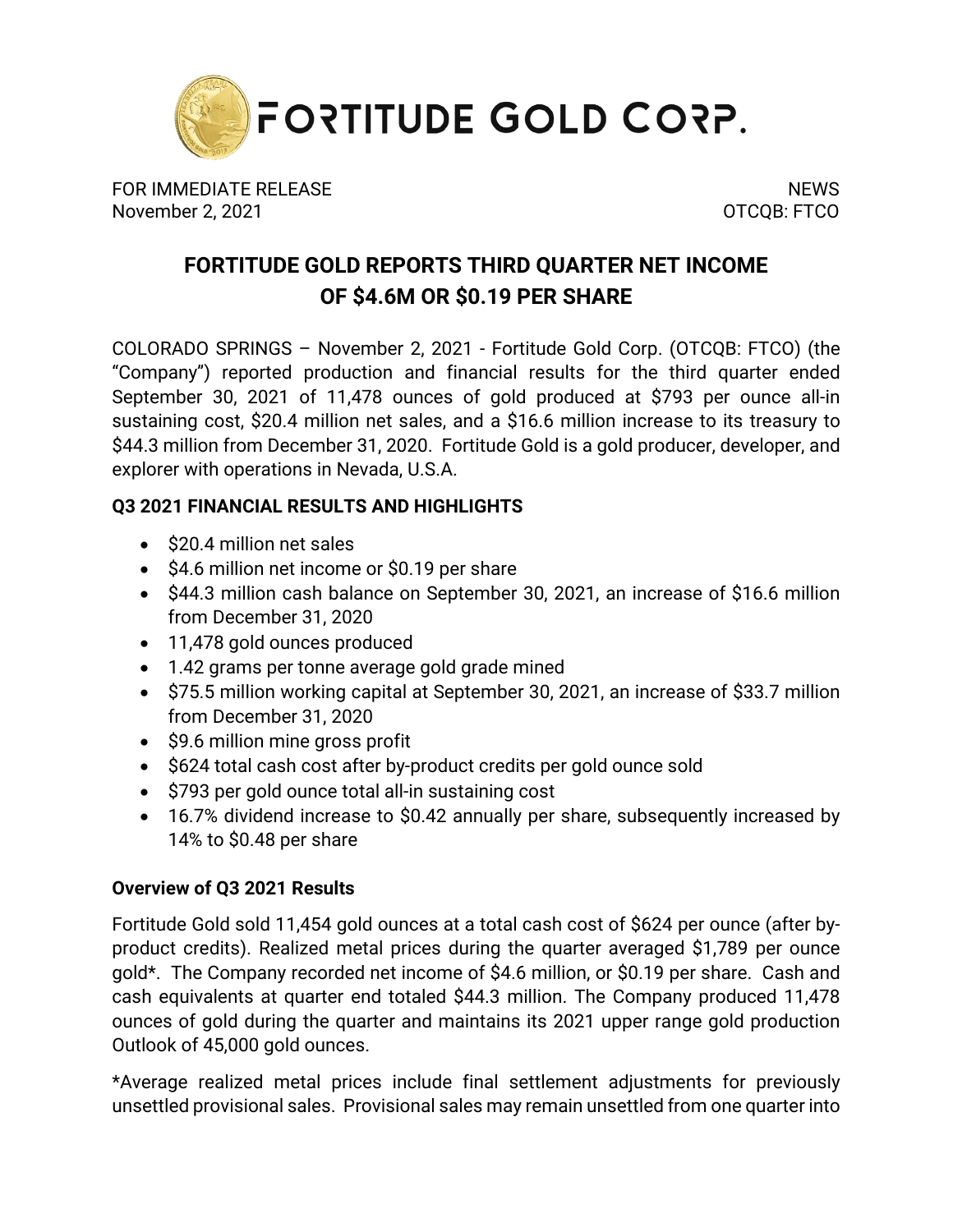FORTITUDE GOLD CORP.

FOR IMMEDIATE RELEASE
November 2, 2021

NEWS
OTCQB: FTCO

# FORTITUDE GOLD REPORTS THIRD QUARTER NET INCOME OF $4.6M OR $0.19 PER SHARE

COLORADO SPRINGS – November 2, 2021 - Fortitude Gold Corp. (OTCQB: FTCO) (the "Company") reported production and financial results for the third quarter ended September 30, 2021 of 11,478 ounces of gold produced at $793 per ounce all-in sustaining cost, $20.4 million net sales, and a $16.6 million increase to its treasury to $44.3 million from December 31, 2020. Fortitude Gold is a gold producer, developer, and explorer with operations in Nevada, U.S.A.

## Q3 2021 FINANCIAL RESULTS AND HIGHLIGHTS

- $20.4 million net sales
- $4.6 million net income or $0.19 per share
- $44.3 million cash balance on September 30, 2021, an increase of $16.6 million from December 31, 2020
- 11,478 gold ounces produced
- 1.42 grams per tonne average gold grade mined
- $75.5 million working capital at September 30, 2021, an increase of $33.7 million from December 31, 2020
- $9.6 million mine gross profit
- $624 total cash cost after by-product credits per gold ounce sold
- $793 per gold ounce total all-in sustaining cost
- 16.7% dividend increase to $0.42 annually per share, subsequently increased by 14% to $0.48 per share

## Overview of Q3 2021 Results

Fortitude Gold sold 11,454 gold ounces at a total cash cost of $624 per ounce (after by-product credits). Realized metal prices during the quarter averaged $1,789 per ounce gold*. The Company recorded net income of $4.6 million, or $0.19 per share. Cash and cash equivalents at quarter end totaled $44.3 million. The Company produced 11,478 ounces of gold during the quarter and maintains its 2021 upper range gold production Outlook of 45,000 gold ounces.

*Average realized metal prices include final settlement adjustments for previously unsettled provisional sales. Provisional sales may remain unsettled from one quarter into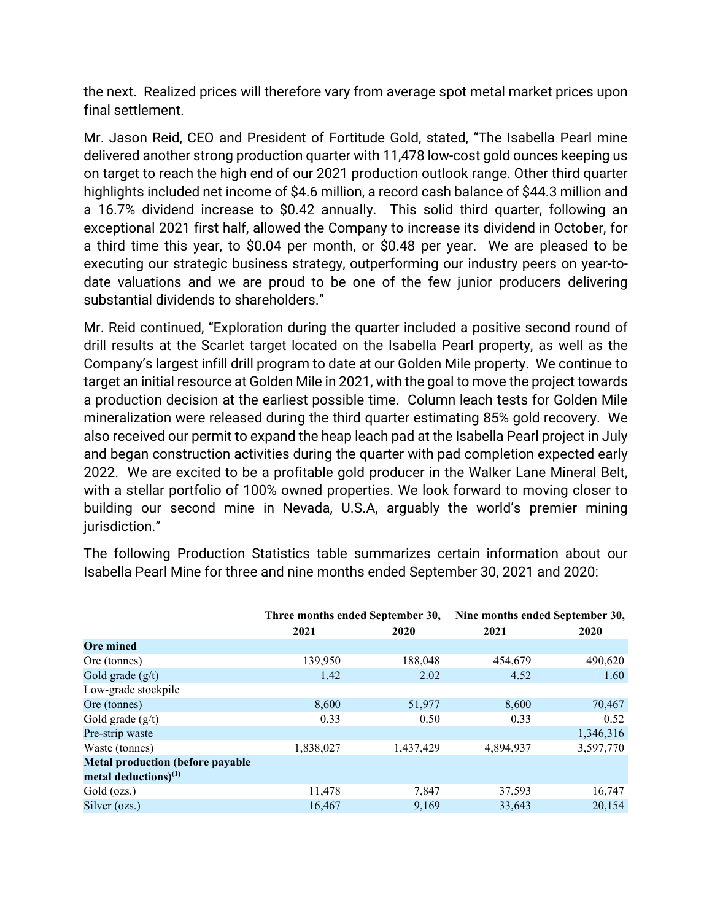the next. Realized prices will therefore vary from average spot metal market prices upon final settlement.

Mr. Jason Reid, CEO and President of Fortitude Gold, stated, "The Isabella Pearl mine delivered another strong production quarter with 11,478 low-cost gold ounces keeping us on target to reach the high end of our 2021 production outlook range. Other third quarter highlights included net income of $4.6 million, a record cash balance of $44.3 million and a 16.7% dividend increase to $0.42 annually. This solid third quarter, following an exceptional 2021 first half, allowed the Company to increase its dividend in October, for a third time this year, to $0.04 per month, or $0.48 per year. We are pleased to be executing our strategic business strategy, outperforming our industry peers on year-to-date valuations and we are proud to be one of the few junior producers delivering substantial dividends to shareholders."

Mr. Reid continued, "Exploration during the quarter included a positive second round of drill results at the Scarlet target located on the Isabella Pearl property, as well as the Company's largest infill drill program to date at our Golden Mile property. We continue to target an initial resource at Golden Mile in 2021, with the goal to move the project towards a production decision at the earliest possible time. Column leach tests for Golden Mile mineralization were released during the third quarter estimating 85% gold recovery. We also received our permit to expand the heap leach pad at the Isabella Pearl project in July and began construction activities during the quarter with pad completion expected early 2022. We are excited to be a profitable gold producer in the Walker Lane Mineral Belt, with a stellar portfolio of 100% owned properties. We look forward to moving closer to building our second mine in Nevada, U.S.A, arguably the world's premier mining jurisdiction."

The following Production Statistics table summarizes certain information about our Isabella Pearl Mine for three and nine months ended September 30, 2021 and 2020:

| | Three months ended September 30, | | Nine months ended September 30, | |
|---|---|---|---|---|
| | 2021 | 2020 | 2021 | 2020 |
| **Ore mined** | | | | |
| Ore (tonnes) | 139,950 | 188,048 | 454,679 | 490,620 |
| Gold grade (g/t) | 1.42 | 2.02 | 4.52 | 1.60 |
| Low-grade stockpile | | | | |
| Ore (tonnes) | 8,600 | 51,977 | 8,600 | 70,467 |
| Gold grade (g/t) | 0.33 | 0.50 | 0.33 | 0.52 |
| Pre-strip waste | — | — | — | 1,346,316 |
| Waste (tonnes) | 1,838,027 | 1,437,429 | 4,894,937 | 3,597,770 |
| **Metal production (before payable metal deductions)[(1)]** | | | | |
| Gold (ozs.) | 11,478 | 7,847 | 37,593 | 16,747 |
| Silver (ozs.) | 16,467 | 9,169 | 33,643 | 20,154 |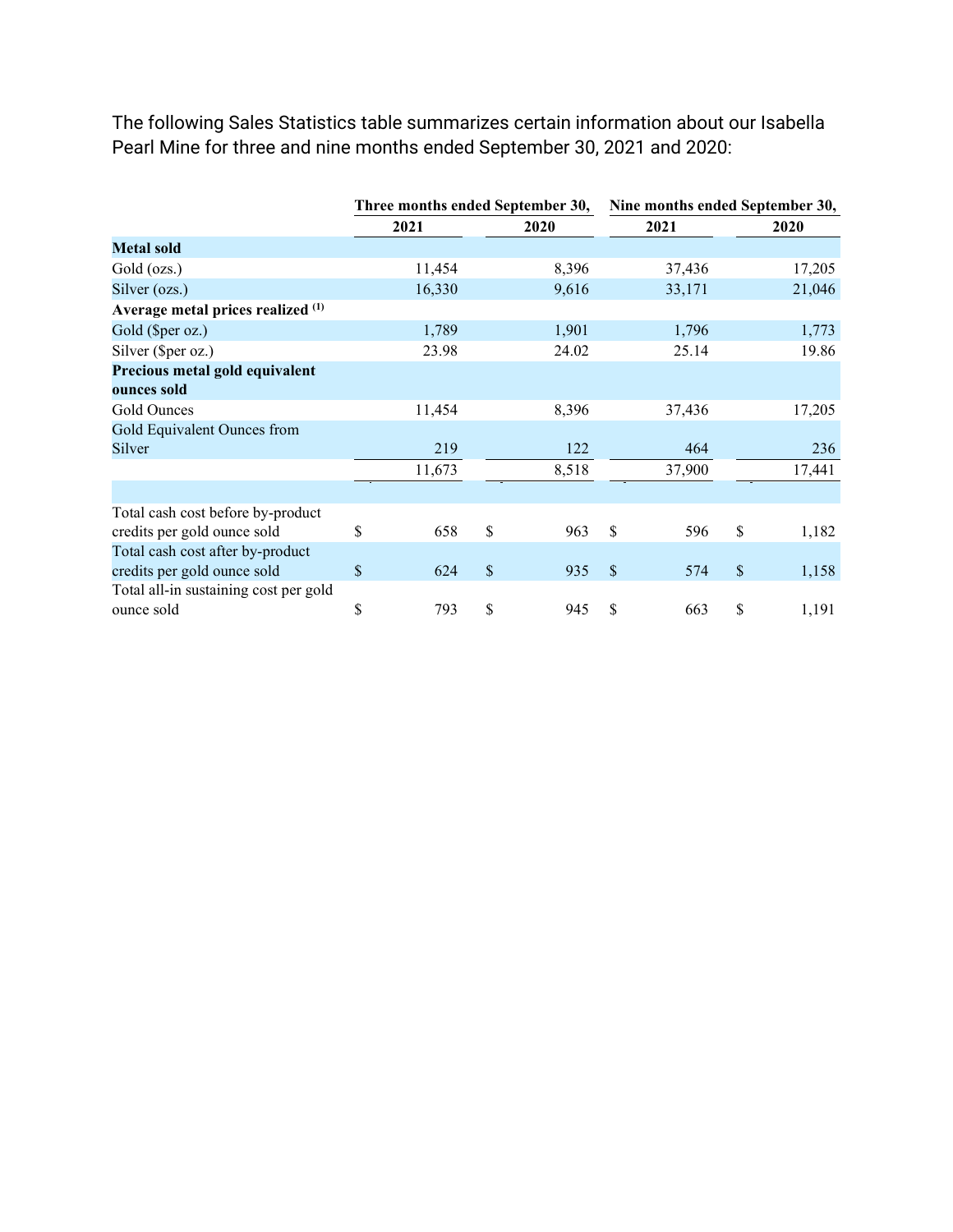The following Sales Statistics table summarizes certain information about our Isabella Pearl Mine for three and nine months ended September 30, 2021 and 2020:

| | Three months ended September 30, | | Nine months ended September 30, | |
|---|---|---|---|---|
| | 2021 | 2020 | 2021 | 2020 |
| **Metal sold** | | | | |
| Gold (ozs.) | 11,454 | 8,396 | 37,436 | 17,205 |
| Silver (ozs.) | 16,330 | 9,616 | 33,171 | 21,046 |
| **Average metal prices realized [(1)]** | | | | |
| Gold ($per oz.) | 1,789 | 1,901 | 1,796 | 1,773 |
| Silver ($per oz.) | 23.98 | 24.02 | 25.14 | 19.86 |
| **Precious metal gold equivalent ounces sold** | | | | |
| Gold Ounces | 11,454 | 8,396 | 37,436 | 17,205 |
| Gold Equivalent Ounces from Silver | 219 | 122 | 464 | 236 |
| | 11,673 | 8,518 | 37,900 | 17,441 |
| | | | | |
| Total cash cost before by-product credits per gold ounce sold | $ 658 | $ 963 | $ 596 | $ 1,182 |
| Total cash cost after by-product credits per gold ounce sold | $ 624 | $ 935 | $ 574 | $ 1,158 |
| Total all-in sustaining cost per gold ounce sold | $ 793 | $ 945 | $ 663 | $ 1,191 |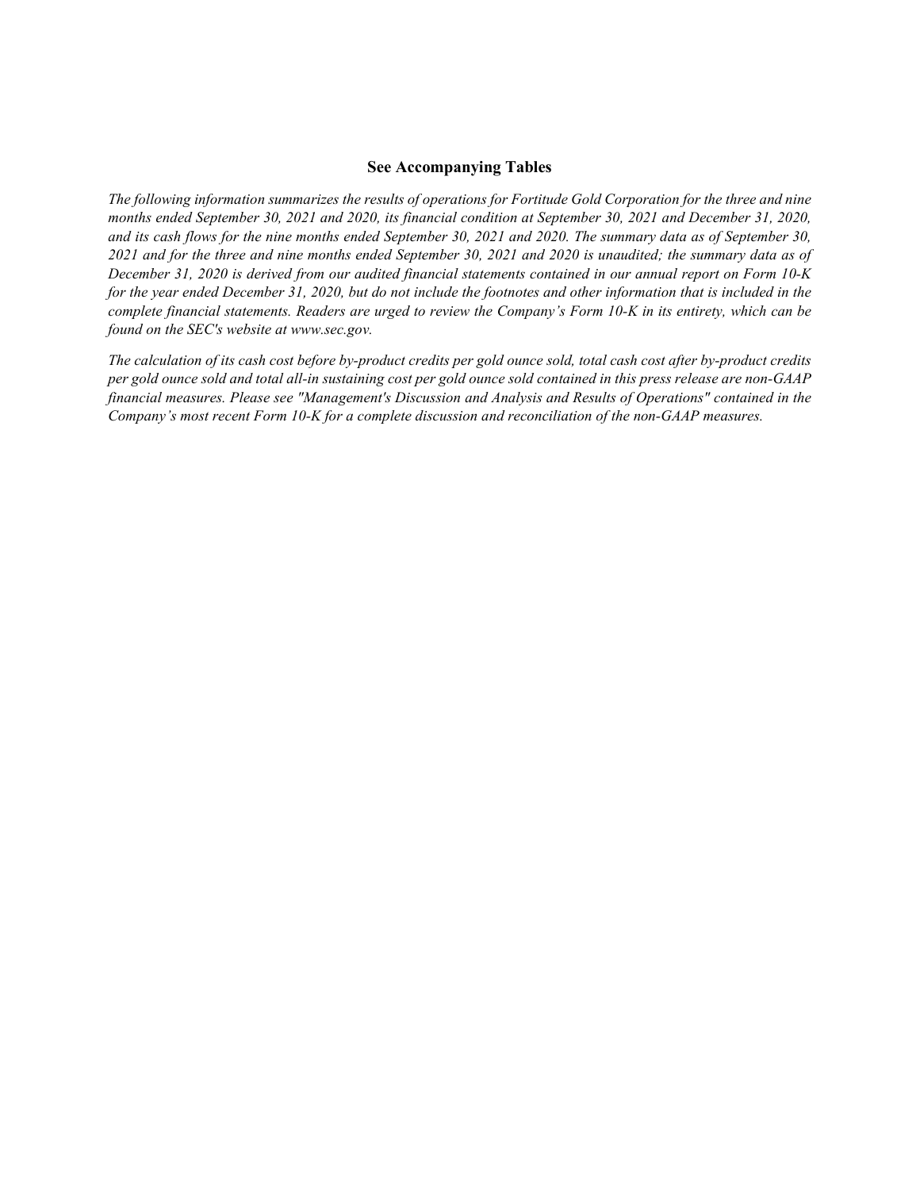## See Accompanying Tables

*The following information summarizes the results of operations for Fortitude Gold Corporation for the three and nine months ended September 30, 2021 and 2020, its financial condition at September 30, 2021 and December 31, 2020, and its cash flows for the nine months ended September 30, 2021 and 2020. The summary data as of September 30, 2021 and for the three and nine months ended September 30, 2021 and 2020 is unaudited; the summary data as of December 31, 2020 is derived from our audited financial statements contained in our annual report on Form 10-K for the year ended December 31, 2020, but do not include the footnotes and other information that is included in the complete financial statements. Readers are urged to review the Company's Form 10-K in its entirety, which can be found on the SEC's website at www.sec.gov.*

*The calculation of its cash cost before by-product credits per gold ounce sold, total cash cost after by-product credits per gold ounce sold and total all-in sustaining cost per gold ounce sold contained in this press release are non-GAAP financial measures. Please see "Management's Discussion and Analysis and Results of Operations" contained in the Company's most recent Form 10-K for a complete discussion and reconciliation of the non-GAAP measures.*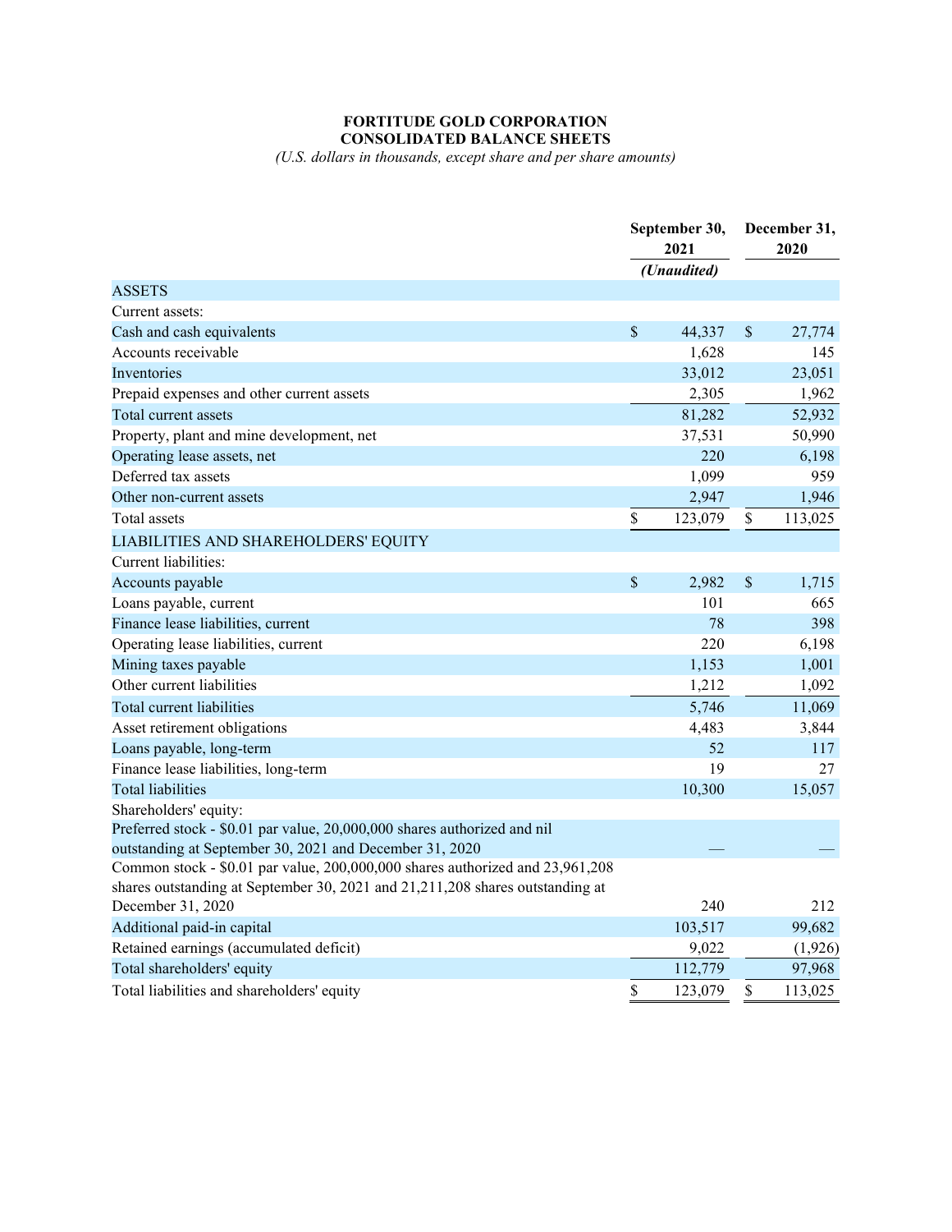# FORTITUDE GOLD CORPORATION
# CONSOLIDATED BALANCE SHEETS

*(U.S. dollars in thousands, except share and per share amounts)*

| | September 30, 2021 | December 31, 2020 |
|---|---|---|
| | *(Unaudited)* | |
| ASSETS | | |
| Current assets: | | |
| Cash and cash equivalents | $ 44,337 | $ 27,774 |
| Accounts receivable | 1,628 | 145 |
| Inventories | 33,012 | 23,051 |
| Prepaid expenses and other current assets | 2,305 | 1,962 |
| Total current assets | 81,282 | 52,932 |
| Property, plant and mine development, net | 37,531 | 50,990 |
| Operating lease assets, net | 220 | 6,198 |
| Deferred tax assets | 1,099 | 959 |
| Other non-current assets | 2,947 | 1,946 |
| Total assets | $ 123,079 | $ 113,025 |
| LIABILITIES AND SHAREHOLDERS' EQUITY | | |
| Current liabilities: | | |
| Accounts payable | $ 2,982 | $ 1,715 |
| Loans payable, current | 101 | 665 |
| Finance lease liabilities, current | 78 | 398 |
| Operating lease liabilities, current | 220 | 6,198 |
| Mining taxes payable | 1,153 | 1,001 |
| Other current liabilities | 1,212 | 1,092 |
| Total current liabilities | 5,746 | 11,069 |
| Asset retirement obligations | 4,483 | 3,844 |
| Loans payable, long-term | 52 | 117 |
| Finance lease liabilities, long-term | 19 | 27 |
| Total liabilities | 10,300 | 15,057 |
| Shareholders' equity: | | |
| Preferred stock - $0.01 par value, 20,000,000 shares authorized and nil outstanding at September 30, 2021 and December 31, 2020 | — | — |
| Common stock - $0.01 par value, 200,000,000 shares authorized and 23,961,208 shares outstanding at September 30, 2021 and 21,211,208 shares outstanding at December 31, 2020 | 240 | 212 |
| Additional paid-in capital | 103,517 | 99,682 |
| Retained earnings (accumulated deficit) | 9,022 | (1,926) |
| Total shareholders' equity | 112,779 | 97,968 |
| Total liabilities and shareholders' equity | $ 123,079 | $ 113,025 |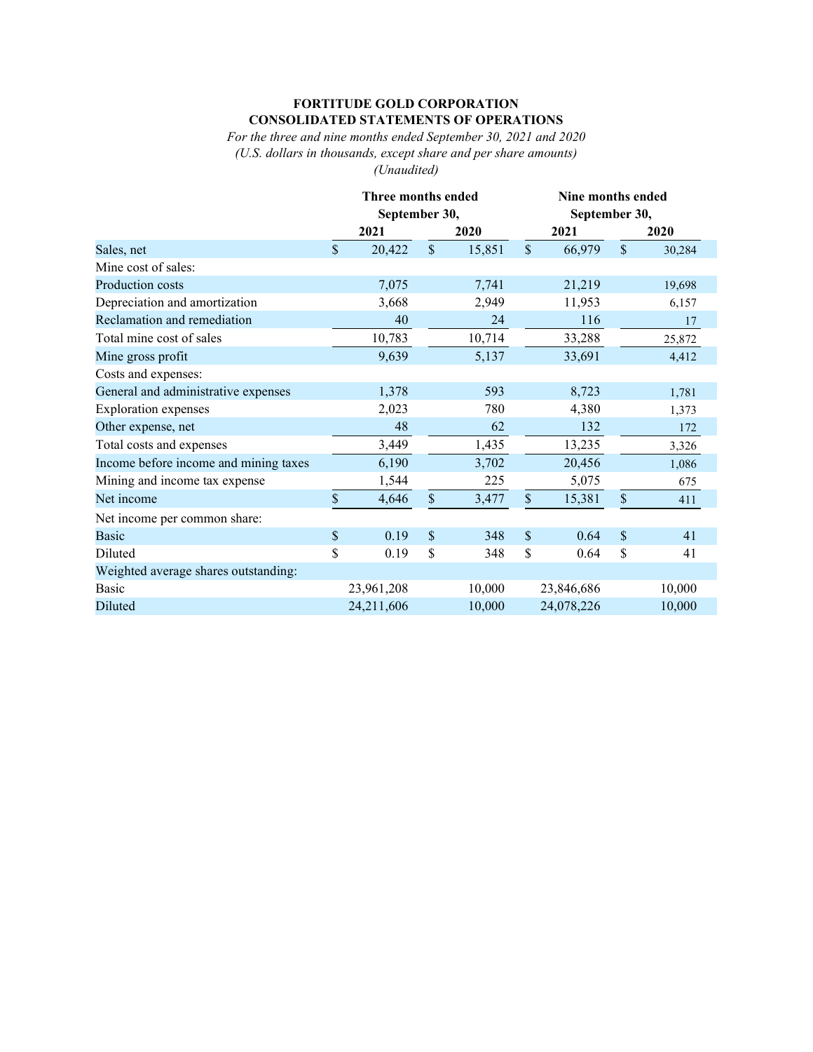**FORTITUDE GOLD CORPORATION**
**CONSOLIDATED STATEMENTS OF OPERATIONS**

*For the three and nine months ended September 30, 2021 and 2020*
*(U.S. dollars in thousands, except share and per share amounts)*
*(Unaudited)*

| | Three months ended September 30, | | Nine months ended September 30, | |
|---|---|---|---|---|
| | 2021 | 2020 | 2021 | 2020 |
| Sales, net | $ 20,422 | $ 15,851 | $ 66,979 | $ 30,284 |
| Mine cost of sales: | | | | |
| Production costs | 7,075 | 7,741 | 21,219 | 19,698 |
| Depreciation and amortization | 3,668 | 2,949 | 11,953 | 6,157 |
| Reclamation and remediation | 40 | 24 | 116 | 17 |
| Total mine cost of sales | 10,783 | 10,714 | 33,288 | 25,872 |
| Mine gross profit | 9,639 | 5,137 | 33,691 | 4,412 |
| Costs and expenses: | | | | |
| General and administrative expenses | 1,378 | 593 | 8,723 | 1,781 |
| Exploration expenses | 2,023 | 780 | 4,380 | 1,373 |
| Other expense, net | 48 | 62 | 132 | 172 |
| Total costs and expenses | 3,449 | 1,435 | 13,235 | 3,326 |
| Income before income and mining taxes | 6,190 | 3,702 | 20,456 | 1,086 |
| Mining and income tax expense | 1,544 | 225 | 5,075 | 675 |
| Net income | $ 4,646 | $ 3,477 | $ 15,381 | $ 411 |
| Net income per common share: | | | | |
| Basic | $ 0.19 | $ 348 | $ 0.64 | $ 41 |
| Diluted | $ 0.19 | $ 348 | $ 0.64 | $ 41 |
| Weighted average shares outstanding: | | | | |
| Basic | 23,961,208 | 10,000 | 23,846,686 | 10,000 |
| Diluted | 24,211,606 | 10,000 | 24,078,226 | 10,000 |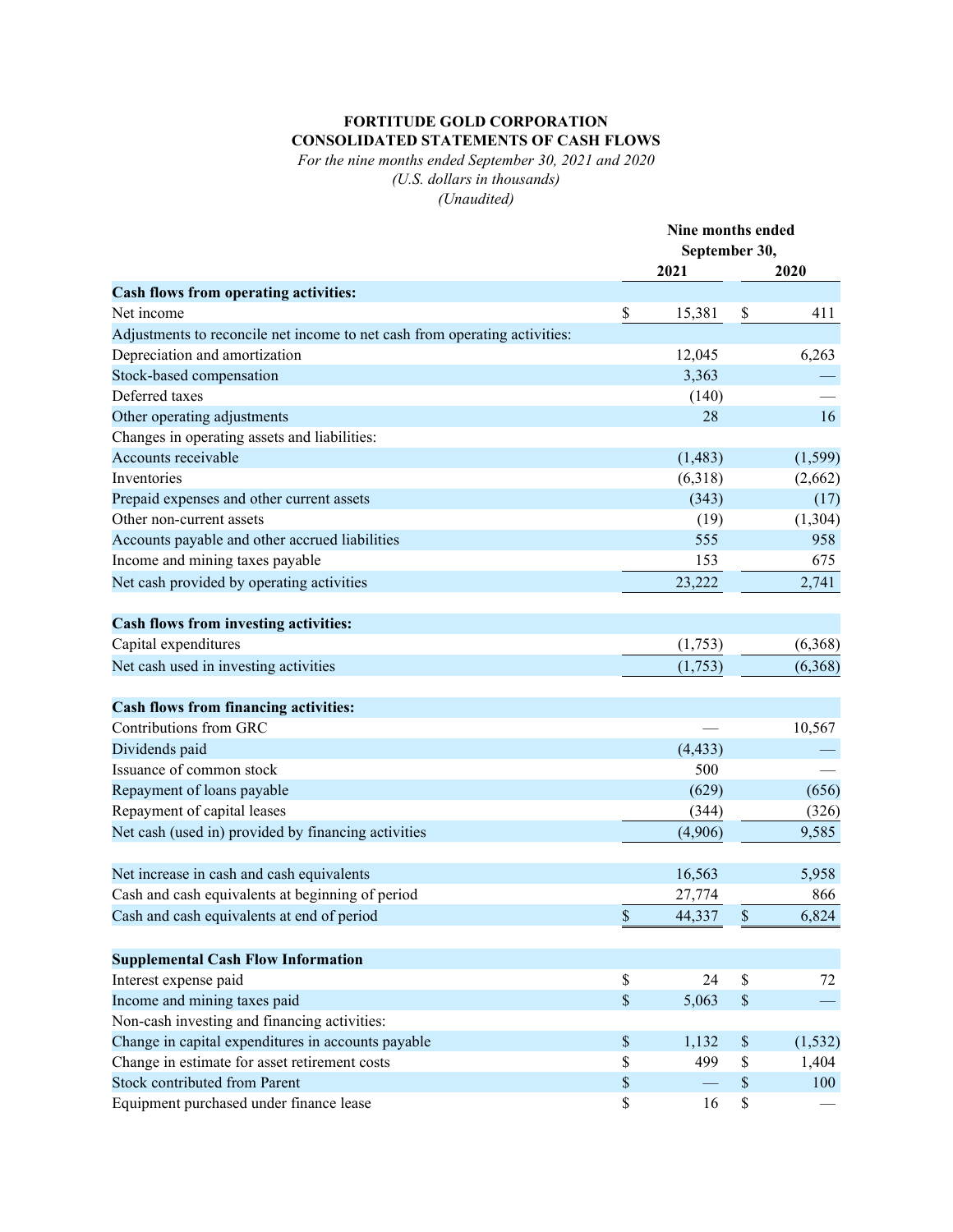**FORTITUDE GOLD CORPORATION**
**CONSOLIDATED STATEMENTS OF CASH FLOWS**
*For the nine months ended September 30, 2021 and 2020*
*(U.S. dollars in thousands)*
*(Unaudited)*

| | Nine months ended September 30, | |
|---|---|---|
| | **2021** | **2020** |
| **Cash flows from operating activities:** | | |
| Net income | $ 15,381 | $ 411 |
| Adjustments to reconcile net income to net cash from operating activities: | | |
| Depreciation and amortization | 12,045 | 6,263 |
| Stock-based compensation | 3,363 | — |
| Deferred taxes | (140) | — |
| Other operating adjustments | 28 | 16 |
| Changes in operating assets and liabilities: | | |
| Accounts receivable | (1,483) | (1,599) |
| Inventories | (6,318) | (2,662) |
| Prepaid expenses and other current assets | (343) | (17) |
| Other non-current assets | (19) | (1,304) |
| Accounts payable and other accrued liabilities | 555 | 958 |
| Income and mining taxes payable | 153 | 675 |
| Net cash provided by operating activities | 23,222 | 2,741 |
| | | |
| **Cash flows from investing activities:** | | |
| Capital expenditures | (1,753) | (6,368) |
| Net cash used in investing activities | (1,753) | (6,368) |
| | | |
| **Cash flows from financing activities:** | | |
| Contributions from GRC | — | 10,567 |
| Dividends paid | (4,433) | — |
| Issuance of common stock | 500 | — |
| Repayment of loans payable | (629) | (656) |
| Repayment of capital leases | (344) | (326) |
| Net cash (used in) provided by financing activities | (4,906) | 9,585 |
| | | |
| Net increase in cash and cash equivalents | 16,563 | 5,958 |
| Cash and cash equivalents at beginning of period | 27,774 | 866 |
| Cash and cash equivalents at end of period | $ 44,337 | $ 6,824 |
| | | |
| **Supplemental Cash Flow Information** | | |
| Interest expense paid | $ 24 | $ 72 |
| Income and mining taxes paid | $ 5,063 | $ — |
| Non-cash investing and financing activities: | | |
| Change in capital expenditures in accounts payable | $ 1,132 | $ (1,532) |
| Change in estimate for asset retirement costs | $ 499 | $ 1,404 |
| Stock contributed from Parent | $ — | $ 100 |
| Equipment purchased under finance lease | $ 16 | $ — |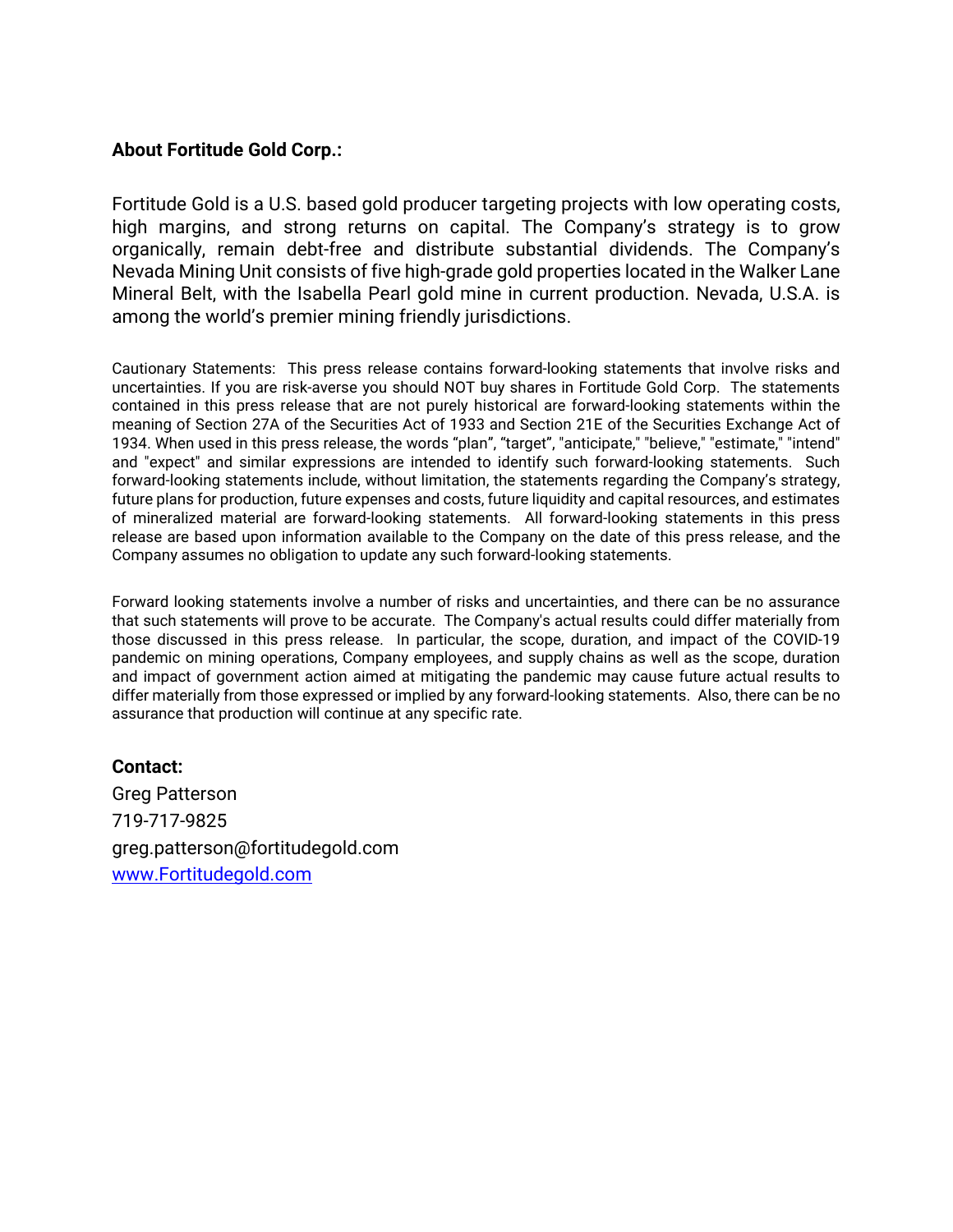**About Fortitude Gold Corp.:**

Fortitude Gold is a U.S. based gold producer targeting projects with low operating costs, high margins, and strong returns on capital. The Company's strategy is to grow organically, remain debt-free and distribute substantial dividends. The Company's Nevada Mining Unit consists of five high-grade gold properties located in the Walker Lane Mineral Belt, with the Isabella Pearl gold mine in current production. Nevada, U.S.A. is among the world's premier mining friendly jurisdictions.

Cautionary Statements: This press release contains forward-looking statements that involve risks and uncertainties. If you are risk-averse you should NOT buy shares in Fortitude Gold Corp. The statements contained in this press release that are not purely historical are forward-looking statements within the meaning of Section 27A of the Securities Act of 1933 and Section 21E of the Securities Exchange Act of 1934. When used in this press release, the words "plan", "target", "anticipate," "believe," "estimate," "intend" and "expect" and similar expressions are intended to identify such forward-looking statements. Such forward-looking statements include, without limitation, the statements regarding the Company's strategy, future plans for production, future expenses and costs, future liquidity and capital resources, and estimates of mineralized material are forward-looking statements. All forward-looking statements in this press release are based upon information available to the Company on the date of this press release, and the Company assumes no obligation to update any such forward-looking statements.

Forward looking statements involve a number of risks and uncertainties, and there can be no assurance that such statements will prove to be accurate. The Company's actual results could differ materially from those discussed in this press release. In particular, the scope, duration, and impact of the COVID-19 pandemic on mining operations, Company employees, and supply chains as well as the scope, duration and impact of government action aimed at mitigating the pandemic may cause future actual results to differ materially from those expressed or implied by any forward-looking statements. Also, there can be no assurance that production will continue at any specific rate.

**Contact:**

Greg Patterson
719-717-9825
greg.patterson@fortitudegold.com
[www.Fortitudegold.com](http://www.Fortitudegold.com)